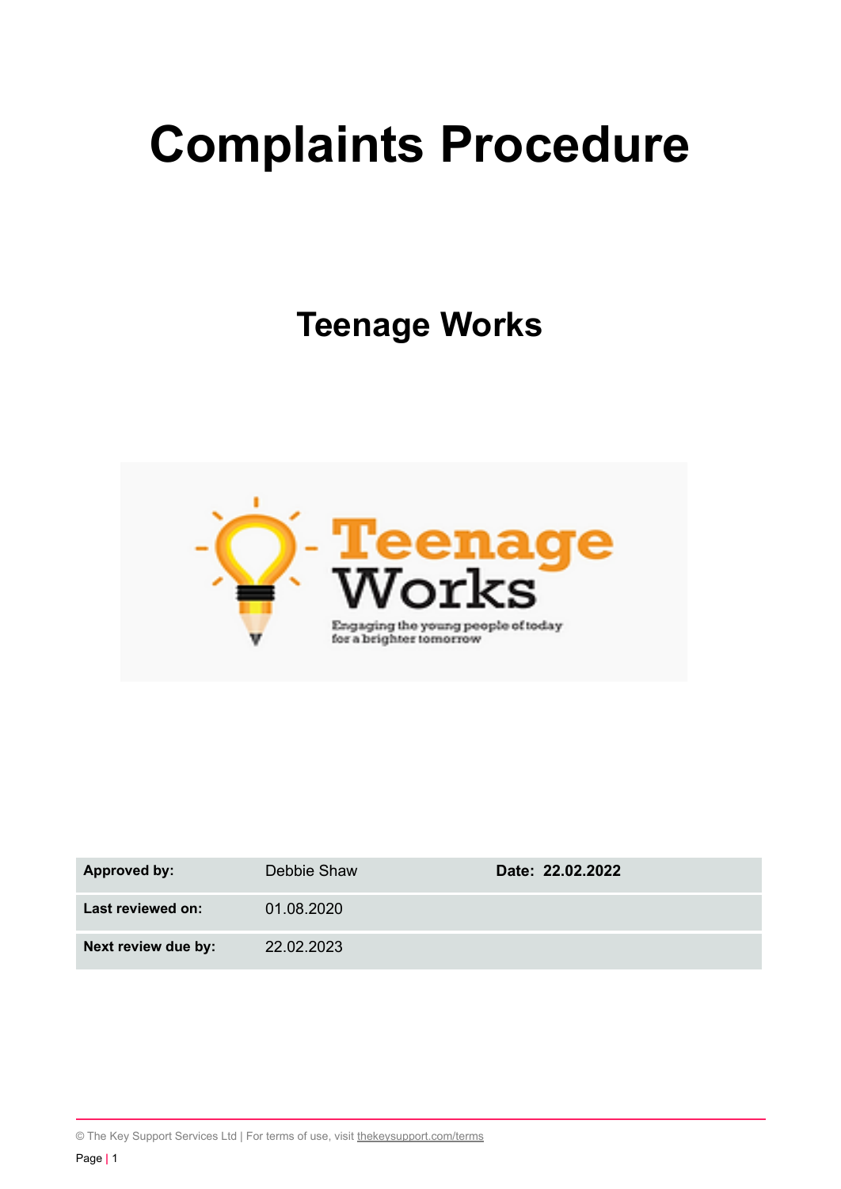# Complaints Procedure

## Teenage Works

| **Approved by:** | Debbie Shaw | **Date: 22.02.2022** |
|---|---|---|
| **Last reviewed on:** | 01.08.2020 | |
| **Next review due by:** | 22.02.2023 | |

© The Key Support Services Ltd | For terms of use, visit thekeysupport.com/terms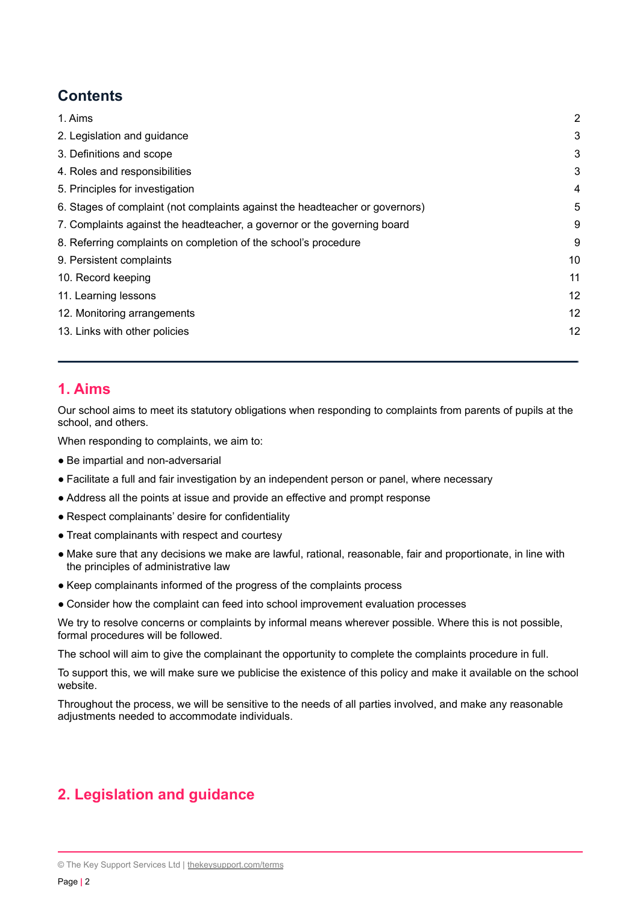## Contents

| | |
|---|---|
| 1. Aims | 2 |
| 2. Legislation and guidance | 3 |
| 3. Definitions and scope | 3 |
| 4. Roles and responsibilities | 3 |
| 5. Principles for investigation | 4 |
| 6. Stages of complaint (not complaints against the headteacher or governors) | 5 |
| 7. Complaints against the headteacher, a governor or the governing board | 9 |
| 8. Referring complaints on completion of the school's procedure | 9 |
| 9. Persistent complaints | 10 |
| 10. Record keeping | 11 |
| 11. Learning lessons | 12 |
| 12. Monitoring arrangements | 12 |
| 13. Links with other policies | 12 |

## 1. Aims

Our school aims to meet its statutory obligations when responding to complaints from parents of pupils at the school, and others.

When responding to complaints, we aim to:

- Be impartial and non-adversarial
- Facilitate a full and fair investigation by an independent person or panel, where necessary
- Address all the points at issue and provide an effective and prompt response
- Respect complainants' desire for confidentiality
- Treat complainants with respect and courtesy
- Make sure that any decisions we make are lawful, rational, reasonable, fair and proportionate, in line with the principles of administrative law
- Keep complainants informed of the progress of the complaints process
- Consider how the complaint can feed into school improvement evaluation processes

We try to resolve concerns or complaints by informal means wherever possible. Where this is not possible, formal procedures will be followed.

The school will aim to give the complainant the opportunity to complete the complaints procedure in full.

To support this, we will make sure we publicise the existence of this policy and make it available on the school website.

Throughout the process, we will be sensitive to the needs of all parties involved, and make any reasonable adjustments needed to accommodate individuals.

## 2. Legislation and guidance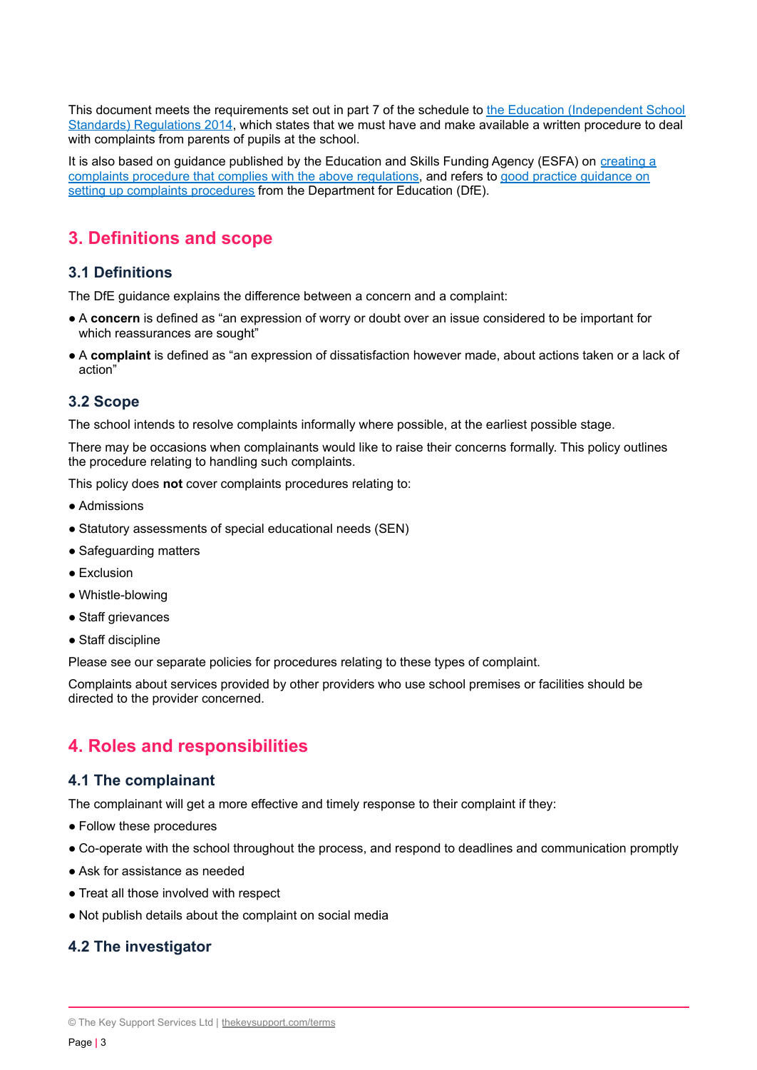This document meets the requirements set out in part 7 of the schedule to [the Education (Independent School Standards) Regulations 2014](), which states that we must have and make available a written procedure to deal with complaints from parents of pupils at the school.

It is also based on guidance published by the Education and Skills Funding Agency (ESFA) on [creating a complaints procedure that complies with the above regulations](), and refers to [good practice guidance on setting up complaints procedures]() from the Department for Education (DfE).

## 3. Definitions and scope

### 3.1 Definitions

The DfE guidance explains the difference between a concern and a complaint:

- A **concern** is defined as "an expression of worry or doubt over an issue considered to be important for which reassurances are sought"
- A **complaint** is defined as "an expression of dissatisfaction however made, about actions taken or a lack of action"

### 3.2 Scope

The school intends to resolve complaints informally where possible, at the earliest possible stage.

There may be occasions when complainants would like to raise their concerns formally. This policy outlines the procedure relating to handling such complaints.

This policy does **not** cover complaints procedures relating to:

- Admissions
- Statutory assessments of special educational needs (SEN)
- Safeguarding matters
- Exclusion
- Whistle-blowing
- Staff grievances
- Staff discipline

Please see our separate policies for procedures relating to these types of complaint.

Complaints about services provided by other providers who use school premises or facilities should be directed to the provider concerned.

## 4. Roles and responsibilities

### 4.1 The complainant

The complainant will get a more effective and timely response to their complaint if they:

- Follow these procedures
- Co-operate with the school throughout the process, and respond to deadlines and communication promptly
- Ask for assistance as needed
- Treat all those involved with respect
- Not publish details about the complaint on social media

### 4.2 The investigator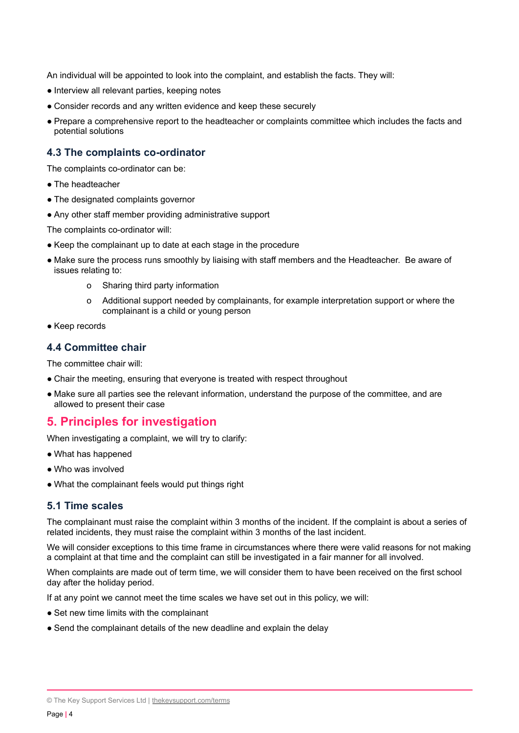An individual will be appointed to look into the complaint, and establish the facts. They will:

- Interview all relevant parties, keeping notes
- Consider records and any written evidence and keep these securely
- Prepare a comprehensive report to the headteacher or complaints committee which includes the facts and potential solutions

### 4.3 The complaints co-ordinator

The complaints co-ordinator can be:

- The headteacher
- The designated complaints governor
- Any other staff member providing administrative support

The complaints co-ordinator will:

- Keep the complainant up to date at each stage in the procedure
- Make sure the process runs smoothly by liaising with staff members and the Headteacher.  Be aware of issues relating to:
    - Sharing third party information
    - Additional support needed by complainants, for example interpretation support or where the complainant is a child or young person
- Keep records

### 4.4 Committee chair

The committee chair will:

- Chair the meeting, ensuring that everyone is treated with respect throughout
- Make sure all parties see the relevant information, understand the purpose of the committee, and are allowed to present their case

## 5. Principles for investigation

When investigating a complaint, we will try to clarify:

- What has happened
- Who was involved
- What the complainant feels would put things right

### 5.1 Time scales

The complainant must raise the complaint within 3 months of the incident. If the complaint is about a series of related incidents, they must raise the complaint within 3 months of the last incident.

We will consider exceptions to this time frame in circumstances where there were valid reasons for not making a complaint at that time and the complaint can still be investigated in a fair manner for all involved.

When complaints are made out of term time, we will consider them to have been received on the first school day after the holiday period.

If at any point we cannot meet the time scales we have set out in this policy, we will:

- Set new time limits with the complainant
- Send the complainant details of the new deadline and explain the delay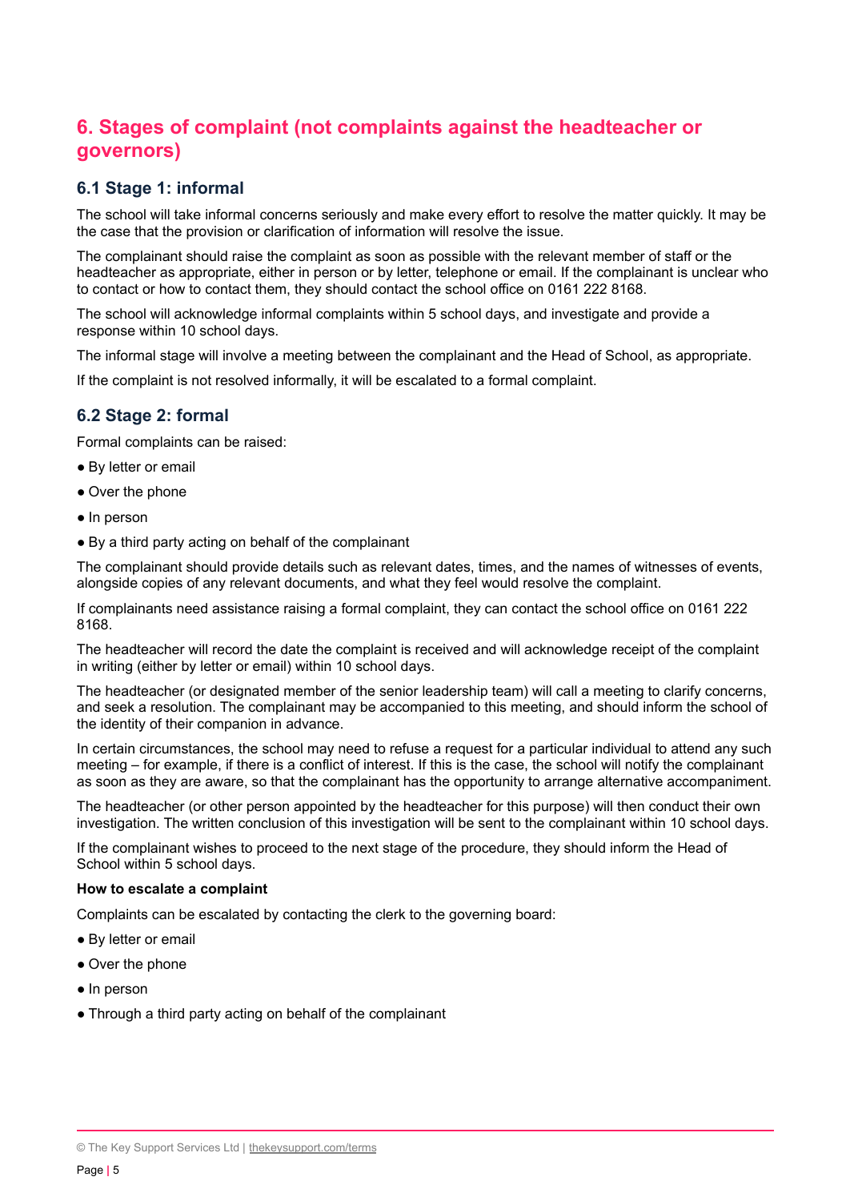## 6. Stages of complaint (not complaints against the headteacher or governors)

### 6.1 Stage 1: informal

The school will take informal concerns seriously and make every effort to resolve the matter quickly. It may be the case that the provision or clarification of information will resolve the issue.

The complainant should raise the complaint as soon as possible with the relevant member of staff or the headteacher as appropriate, either in person or by letter, telephone or email. If the complainant is unclear who to contact or how to contact them, they should contact the school office on 0161 222 8168.

The school will acknowledge informal complaints within 5 school days, and investigate and provide a response within 10 school days.

The informal stage will involve a meeting between the complainant and the Head of School, as appropriate.

If the complaint is not resolved informally, it will be escalated to a formal complaint.

### 6.2 Stage 2: formal

Formal complaints can be raised:

- By letter or email
- Over the phone
- In person
- By a third party acting on behalf of the complainant

The complainant should provide details such as relevant dates, times, and the names of witnesses of events, alongside copies of any relevant documents, and what they feel would resolve the complaint.

If complainants need assistance raising a formal complaint, they can contact the school office on 0161 222 8168.

The headteacher will record the date the complaint is received and will acknowledge receipt of the complaint in writing (either by letter or email) within 10 school days.

The headteacher (or designated member of the senior leadership team) will call a meeting to clarify concerns, and seek a resolution. The complainant may be accompanied to this meeting, and should inform the school of the identity of their companion in advance.

In certain circumstances, the school may need to refuse a request for a particular individual to attend any such meeting – for example, if there is a conflict of interest. If this is the case, the school will notify the complainant as soon as they are aware, so that the complainant has the opportunity to arrange alternative accompaniment.

The headteacher (or other person appointed by the headteacher for this purpose) will then conduct their own investigation. The written conclusion of this investigation will be sent to the complainant within 10 school days.

If the complainant wishes to proceed to the next stage of the procedure, they should inform the Head of School within 5 school days.

**How to escalate a complaint**

Complaints can be escalated by contacting the clerk to the governing board:

- By letter or email
- Over the phone
- In person
- Through a third party acting on behalf of the complainant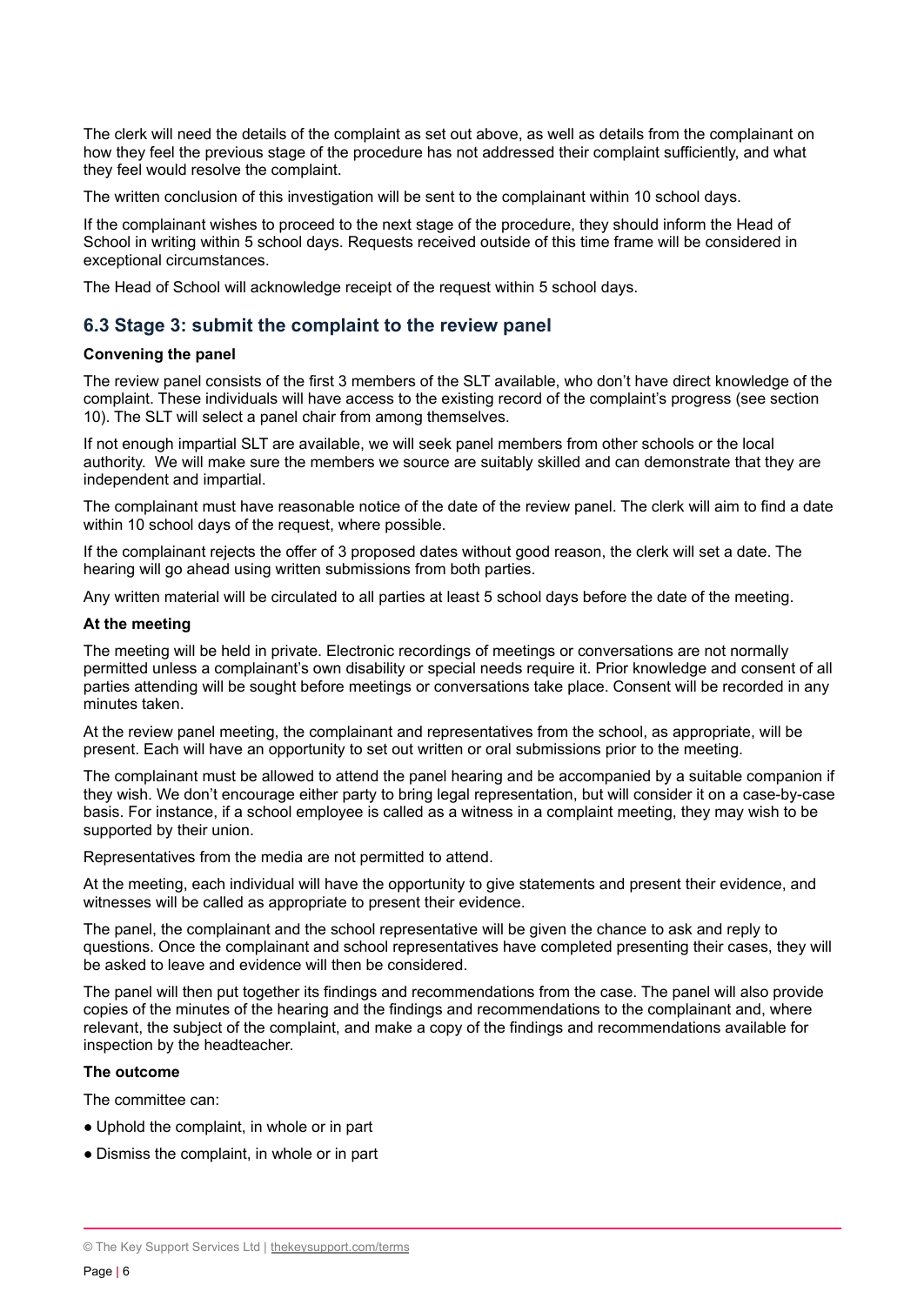The clerk will need the details of the complaint as set out above, as well as details from the complainant on how they feel the previous stage of the procedure has not addressed their complaint sufficiently, and what they feel would resolve the complaint.

The written conclusion of this investigation will be sent to the complainant within 10 school days.

If the complainant wishes to proceed to the next stage of the procedure, they should inform the Head of School in writing within 5 school days. Requests received outside of this time frame will be considered in exceptional circumstances.

The Head of School will acknowledge receipt of the request within 5 school days.

## 6.3 Stage 3: submit the complaint to the review panel

**Convening the panel**

The review panel consists of the first 3 members of the SLT available, who don't have direct knowledge of the complaint. These individuals will have access to the existing record of the complaint's progress (see section 10). The SLT will select a panel chair from among themselves.

If not enough impartial SLT are available, we will seek panel members from other schools or the local authority. We will make sure the members we source are suitably skilled and can demonstrate that they are independent and impartial.

The complainant must have reasonable notice of the date of the review panel. The clerk will aim to find a date within 10 school days of the request, where possible.

If the complainant rejects the offer of 3 proposed dates without good reason, the clerk will set a date. The hearing will go ahead using written submissions from both parties.

Any written material will be circulated to all parties at least 5 school days before the date of the meeting.

**At the meeting**

The meeting will be held in private. Electronic recordings of meetings or conversations are not normally permitted unless a complainant's own disability or special needs require it. Prior knowledge and consent of all parties attending will be sought before meetings or conversations take place. Consent will be recorded in any minutes taken.

At the review panel meeting, the complainant and representatives from the school, as appropriate, will be present. Each will have an opportunity to set out written or oral submissions prior to the meeting.

The complainant must be allowed to attend the panel hearing and be accompanied by a suitable companion if they wish. We don't encourage either party to bring legal representation, but will consider it on a case-by-case basis. For instance, if a school employee is called as a witness in a complaint meeting, they may wish to be supported by their union.

Representatives from the media are not permitted to attend.

At the meeting, each individual will have the opportunity to give statements and present their evidence, and witnesses will be called as appropriate to present their evidence.

The panel, the complainant and the school representative will be given the chance to ask and reply to questions. Once the complainant and school representatives have completed presenting their cases, they will be asked to leave and evidence will then be considered.

The panel will then put together its findings and recommendations from the case. The panel will also provide copies of the minutes of the hearing and the findings and recommendations to the complainant and, where relevant, the subject of the complaint, and make a copy of the findings and recommendations available for inspection by the headteacher.

**The outcome**

The committee can:

- Uphold the complaint, in whole or in part
- Dismiss the complaint, in whole or in part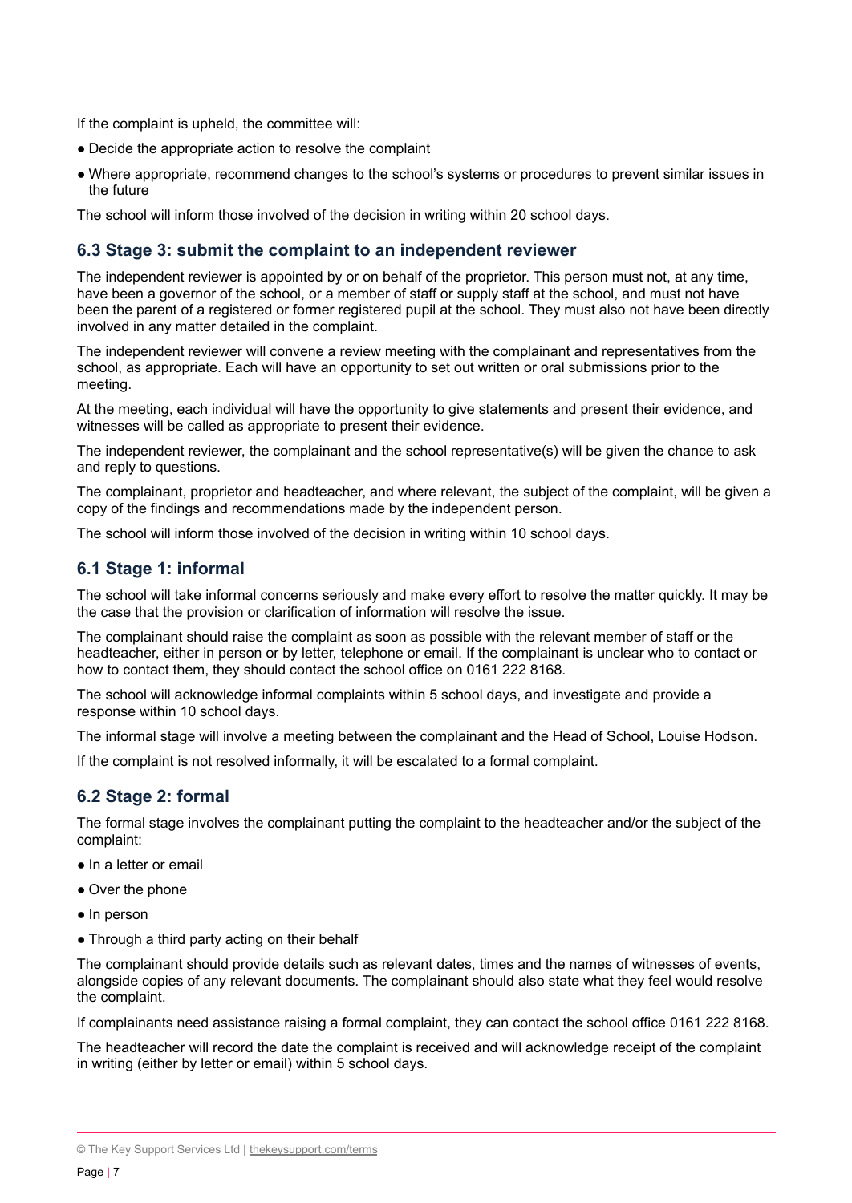If the complaint is upheld, the committee will:

- Decide the appropriate action to resolve the complaint
- Where appropriate, recommend changes to the school's systems or procedures to prevent similar issues in the future

The school will inform those involved of the decision in writing within 20 school days.

### 6.3 Stage 3: submit the complaint to an independent reviewer

The independent reviewer is appointed by or on behalf of the proprietor. This person must not, at any time, have been a governor of the school, or a member of staff or supply staff at the school, and must not have been the parent of a registered or former registered pupil at the school. They must also not have been directly involved in any matter detailed in the complaint.

The independent reviewer will convene a review meeting with the complainant and representatives from the school, as appropriate. Each will have an opportunity to set out written or oral submissions prior to the meeting.

At the meeting, each individual will have the opportunity to give statements and present their evidence, and witnesses will be called as appropriate to present their evidence.

The independent reviewer, the complainant and the school representative(s) will be given the chance to ask and reply to questions.

The complainant, proprietor and headteacher, and where relevant, the subject of the complaint, will be given a copy of the findings and recommendations made by the independent person.

The school will inform those involved of the decision in writing within 10 school days.

### 6.1 Stage 1: informal

The school will take informal concerns seriously and make every effort to resolve the matter quickly. It may be the case that the provision or clarification of information will resolve the issue.

The complainant should raise the complaint as soon as possible with the relevant member of staff or the headteacher, either in person or by letter, telephone or email. If the complainant is unclear who to contact or how to contact them, they should contact the school office on 0161 222 8168.

The school will acknowledge informal complaints within 5 school days, and investigate and provide a response within 10 school days.

The informal stage will involve a meeting between the complainant and the Head of School, Louise Hodson.

If the complaint is not resolved informally, it will be escalated to a formal complaint.

### 6.2 Stage 2: formal

The formal stage involves the complainant putting the complaint to the headteacher and/or the subject of the complaint:

- In a letter or email
- Over the phone
- In person
- Through a third party acting on their behalf

The complainant should provide details such as relevant dates, times and the names of witnesses of events, alongside copies of any relevant documents. The complainant should also state what they feel would resolve the complaint.

If complainants need assistance raising a formal complaint, they can contact the school office 0161 222 8168.

The headteacher will record the date the complaint is received and will acknowledge receipt of the complaint in writing (either by letter or email) within 5 school days.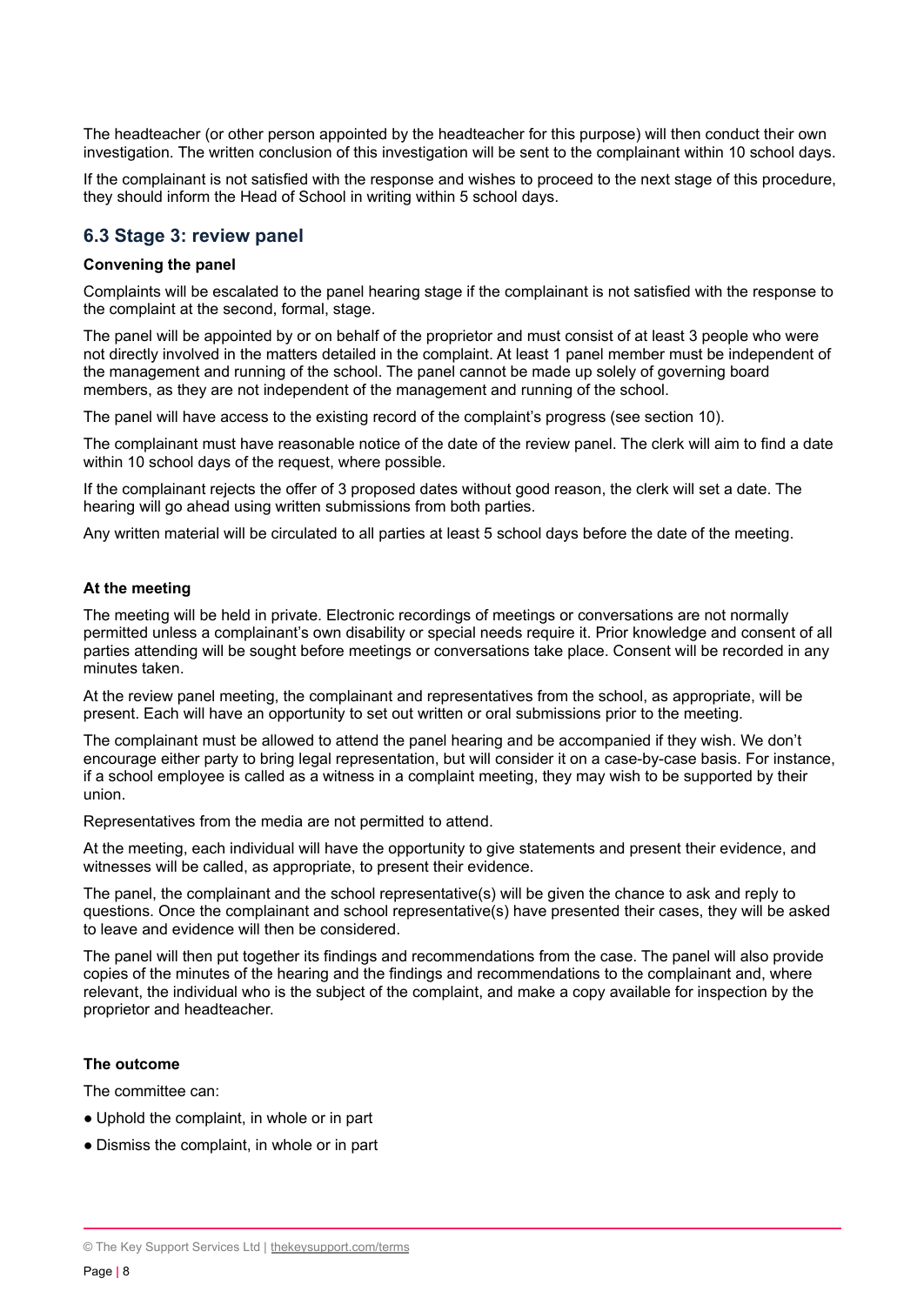The headteacher (or other person appointed by the headteacher for this purpose) will then conduct their own investigation. The written conclusion of this investigation will be sent to the complainant within 10 school days.

If the complainant is not satisfied with the response and wishes to proceed to the next stage of this procedure, they should inform the Head of School in writing within 5 school days.

### 6.3 Stage 3: review panel

**Convening the panel**

Complaints will be escalated to the panel hearing stage if the complainant is not satisfied with the response to the complaint at the second, formal, stage.

The panel will be appointed by or on behalf of the proprietor and must consist of at least 3 people who were not directly involved in the matters detailed in the complaint. At least 1 panel member must be independent of the management and running of the school. The panel cannot be made up solely of governing board members, as they are not independent of the management and running of the school.

The panel will have access to the existing record of the complaint's progress (see section 10).

The complainant must have reasonable notice of the date of the review panel. The clerk will aim to find a date within 10 school days of the request, where possible.

If the complainant rejects the offer of 3 proposed dates without good reason, the clerk will set a date. The hearing will go ahead using written submissions from both parties.

Any written material will be circulated to all parties at least 5 school days before the date of the meeting.

**At the meeting**

The meeting will be held in private. Electronic recordings of meetings or conversations are not normally permitted unless a complainant's own disability or special needs require it. Prior knowledge and consent of all parties attending will be sought before meetings or conversations take place. Consent will be recorded in any minutes taken.

At the review panel meeting, the complainant and representatives from the school, as appropriate, will be present. Each will have an opportunity to set out written or oral submissions prior to the meeting.

The complainant must be allowed to attend the panel hearing and be accompanied if they wish. We don't encourage either party to bring legal representation, but will consider it on a case-by-case basis. For instance, if a school employee is called as a witness in a complaint meeting, they may wish to be supported by their union.

Representatives from the media are not permitted to attend.

At the meeting, each individual will have the opportunity to give statements and present their evidence, and witnesses will be called, as appropriate, to present their evidence.

The panel, the complainant and the school representative(s) will be given the chance to ask and reply to questions. Once the complainant and school representative(s) have presented their cases, they will be asked to leave and evidence will then be considered.

The panel will then put together its findings and recommendations from the case. The panel will also provide copies of the minutes of the hearing and the findings and recommendations to the complainant and, where relevant, the individual who is the subject of the complaint, and make a copy available for inspection by the proprietor and headteacher.

**The outcome**

The committee can:

- Uphold the complaint, in whole or in part
- Dismiss the complaint, in whole or in part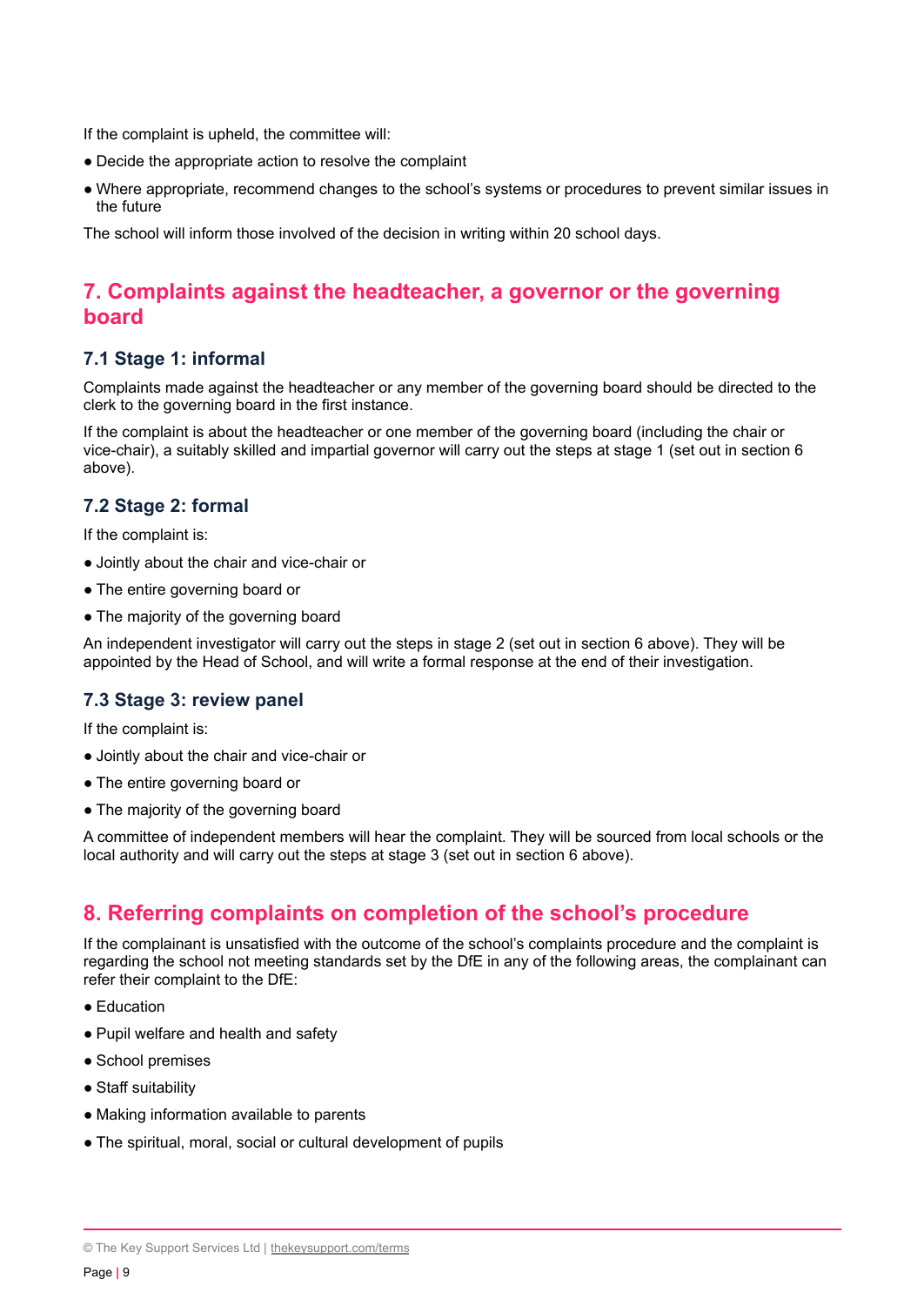If the complaint is upheld, the committee will:

- Decide the appropriate action to resolve the complaint
- Where appropriate, recommend changes to the school's systems or procedures to prevent similar issues in the future

The school will inform those involved of the decision in writing within 20 school days.

## 7. Complaints against the headteacher, a governor or the governing board

### 7.1 Stage 1: informal

Complaints made against the headteacher or any member of the governing board should be directed to the clerk to the governing board in the first instance.

If the complaint is about the headteacher or one member of the governing board (including the chair or vice-chair), a suitably skilled and impartial governor will carry out the steps at stage 1 (set out in section 6 above).

### 7.2 Stage 2: formal

If the complaint is:

- Jointly about the chair and vice-chair or
- The entire governing board or
- The majority of the governing board

An independent investigator will carry out the steps in stage 2 (set out in section 6 above). They will be appointed by the Head of School, and will write a formal response at the end of their investigation.

### 7.3 Stage 3: review panel

If the complaint is:

- Jointly about the chair and vice-chair or
- The entire governing board or
- The majority of the governing board

A committee of independent members will hear the complaint. They will be sourced from local schools or the local authority and will carry out the steps at stage 3 (set out in section 6 above).

## 8. Referring complaints on completion of the school's procedure

If the complainant is unsatisfied with the outcome of the school's complaints procedure and the complaint is regarding the school not meeting standards set by the DfE in any of the following areas, the complainant can refer their complaint to the DfE:

- Education
- Pupil welfare and health and safety
- School premises
- Staff suitability
- Making information available to parents
- The spiritual, moral, social or cultural development of pupils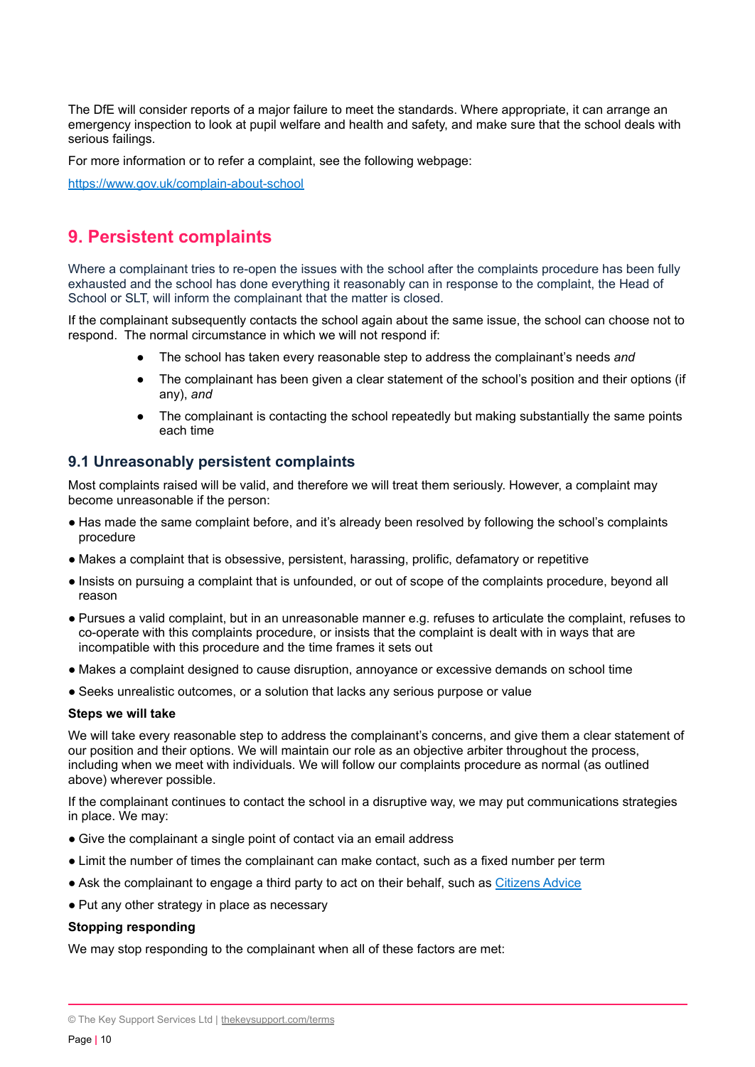The DfE will consider reports of a major failure to meet the standards. Where appropriate, it can arrange an emergency inspection to look at pupil welfare and health and safety, and make sure that the school deals with serious failings.

For more information or to refer a complaint, see the following webpage:

[https://www.gov.uk/complain-about-school](https://www.gov.uk/complain-about-school)

## 9. Persistent complaints

Where a complainant tries to re-open the issues with the school after the complaints procedure has been fully exhausted and the school has done everything it reasonably can in response to the complaint, the Head of School or SLT, will inform the complainant that the matter is closed.

If the complainant subsequently contacts the school again about the same issue, the school can choose not to respond. The normal circumstance in which we will not respond if:

- The school has taken every reasonable step to address the complainant's needs *and*
- The complainant has been given a clear statement of the school's position and their options (if any), *and*
- The complainant is contacting the school repeatedly but making substantially the same points each time

### 9.1 Unreasonably persistent complaints

Most complaints raised will be valid, and therefore we will treat them seriously. However, a complaint may become unreasonable if the person:

- Has made the same complaint before, and it's already been resolved by following the school's complaints procedure
- Makes a complaint that is obsessive, persistent, harassing, prolific, defamatory or repetitive
- Insists on pursuing a complaint that is unfounded, or out of scope of the complaints procedure, beyond all reason
- Pursues a valid complaint, but in an unreasonable manner e.g. refuses to articulate the complaint, refuses to co-operate with this complaints procedure, or insists that the complaint is dealt with in ways that are incompatible with this procedure and the time frames it sets out
- Makes a complaint designed to cause disruption, annoyance or excessive demands on school time
- Seeks unrealistic outcomes, or a solution that lacks any serious purpose or value

**Steps we will take**

We will take every reasonable step to address the complainant's concerns, and give them a clear statement of our position and their options. We will maintain our role as an objective arbiter throughout the process, including when we meet with individuals. We will follow our complaints procedure as normal (as outlined above) wherever possible.

If the complainant continues to contact the school in a disruptive way, we may put communications strategies in place. We may:

- Give the complainant a single point of contact via an email address
- Limit the number of times the complainant can make contact, such as a fixed number per term
- Ask the complainant to engage a third party to act on their behalf, such as [Citizens Advice](https://www.citizensadvice.org.uk/)
- Put any other strategy in place as necessary

**Stopping responding**

We may stop responding to the complainant when all of these factors are met: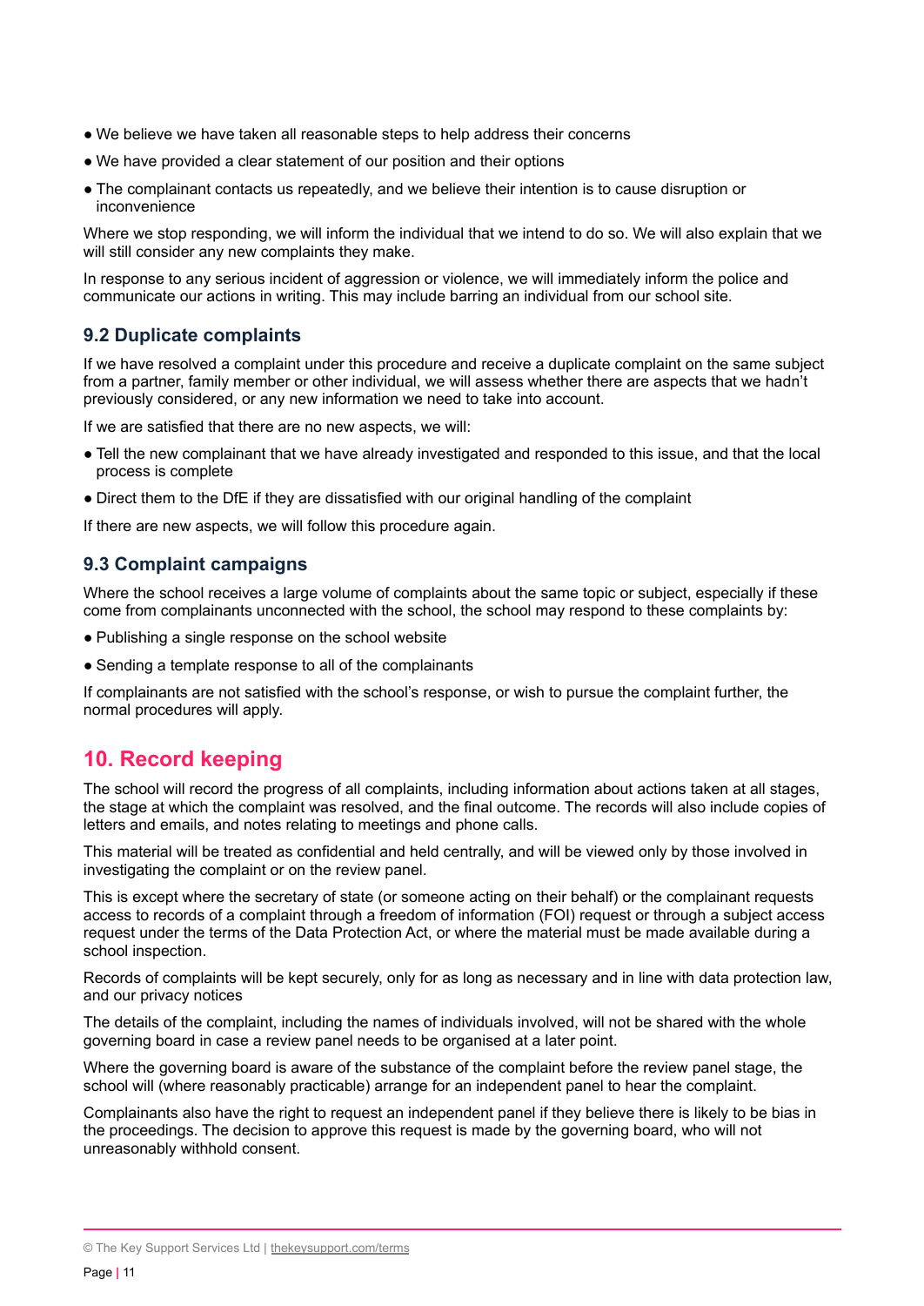- We believe we have taken all reasonable steps to help address their concerns
- We have provided a clear statement of our position and their options
- The complainant contacts us repeatedly, and we believe their intention is to cause disruption or inconvenience

Where we stop responding, we will inform the individual that we intend to do so. We will also explain that we will still consider any new complaints they make.

In response to any serious incident of aggression or violence, we will immediately inform the police and communicate our actions in writing. This may include barring an individual from our school site.

### 9.2 Duplicate complaints

If we have resolved a complaint under this procedure and receive a duplicate complaint on the same subject from a partner, family member or other individual, we will assess whether there are aspects that we hadn't previously considered, or any new information we need to take into account.

If we are satisfied that there are no new aspects, we will:

- Tell the new complainant that we have already investigated and responded to this issue, and that the local process is complete
- Direct them to the DfE if they are dissatisfied with our original handling of the complaint

If there are new aspects, we will follow this procedure again.

### 9.3 Complaint campaigns

Where the school receives a large volume of complaints about the same topic or subject, especially if these come from complainants unconnected with the school, the school may respond to these complaints by:

- Publishing a single response on the school website
- Sending a template response to all of the complainants

If complainants are not satisfied with the school's response, or wish to pursue the complaint further, the normal procedures will apply.

## 10. Record keeping

The school will record the progress of all complaints, including information about actions taken at all stages, the stage at which the complaint was resolved, and the final outcome. The records will also include copies of letters and emails, and notes relating to meetings and phone calls.

This material will be treated as confidential and held centrally, and will be viewed only by those involved in investigating the complaint or on the review panel.

This is except where the secretary of state (or someone acting on their behalf) or the complainant requests access to records of a complaint through a freedom of information (FOI) request or through a subject access request under the terms of the Data Protection Act, or where the material must be made available during a school inspection.

Records of complaints will be kept securely, only for as long as necessary and in line with data protection law, and our privacy notices

The details of the complaint, including the names of individuals involved, will not be shared with the whole governing board in case a review panel needs to be organised at a later point.

Where the governing board is aware of the substance of the complaint before the review panel stage, the school will (where reasonably practicable) arrange for an independent panel to hear the complaint.

Complainants also have the right to request an independent panel if they believe there is likely to be bias in the proceedings. The decision to approve this request is made by the governing board, who will not unreasonably withhold consent.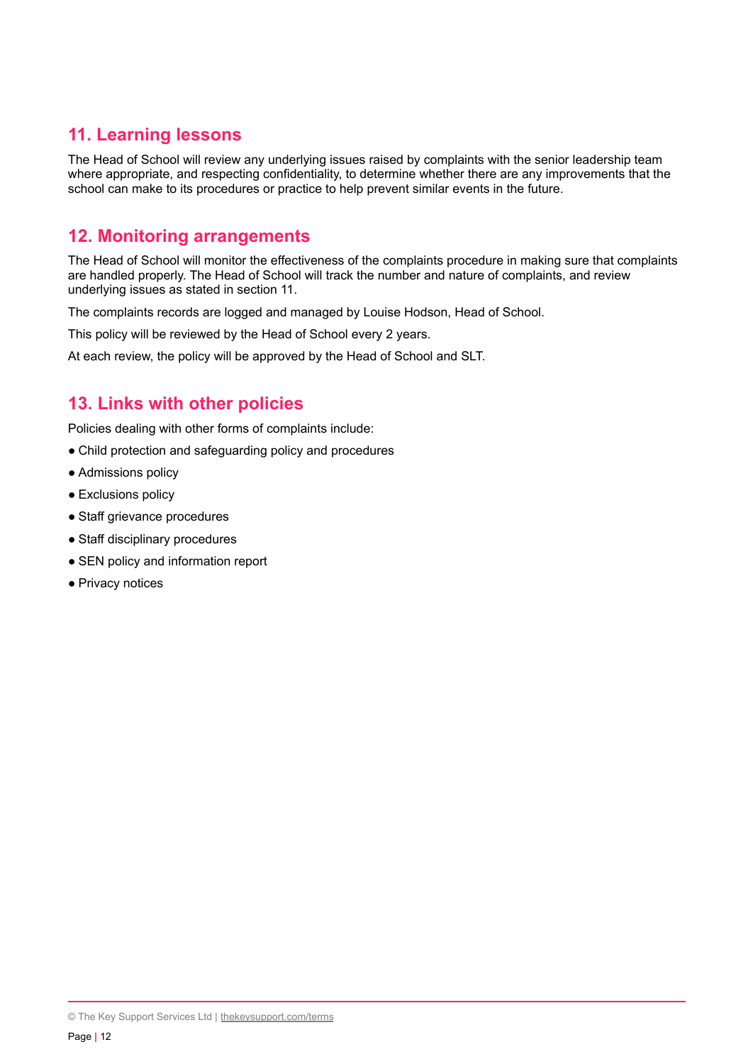## 11. Learning lessons

The Head of School will review any underlying issues raised by complaints with the senior leadership team where appropriate, and respecting confidentiality, to determine whether there are any improvements that the school can make to its procedures or practice to help prevent similar events in the future.

## 12. Monitoring arrangements

The Head of School will monitor the effectiveness of the complaints procedure in making sure that complaints are handled properly. The Head of School will track the number and nature of complaints, and review underlying issues as stated in section 11.

The complaints records are logged and managed by Louise Hodson, Head of School.

This policy will be reviewed by the Head of School every 2 years.

At each review, the policy will be approved by the Head of School and SLT.

## 13. Links with other policies

Policies dealing with other forms of complaints include:

- Child protection and safeguarding policy and procedures
- Admissions policy
- Exclusions policy
- Staff grievance procedures
- Staff disciplinary procedures
- SEN policy and information report
- Privacy notices

© The Key Support Services Ltd | thekeysupport.com/terms